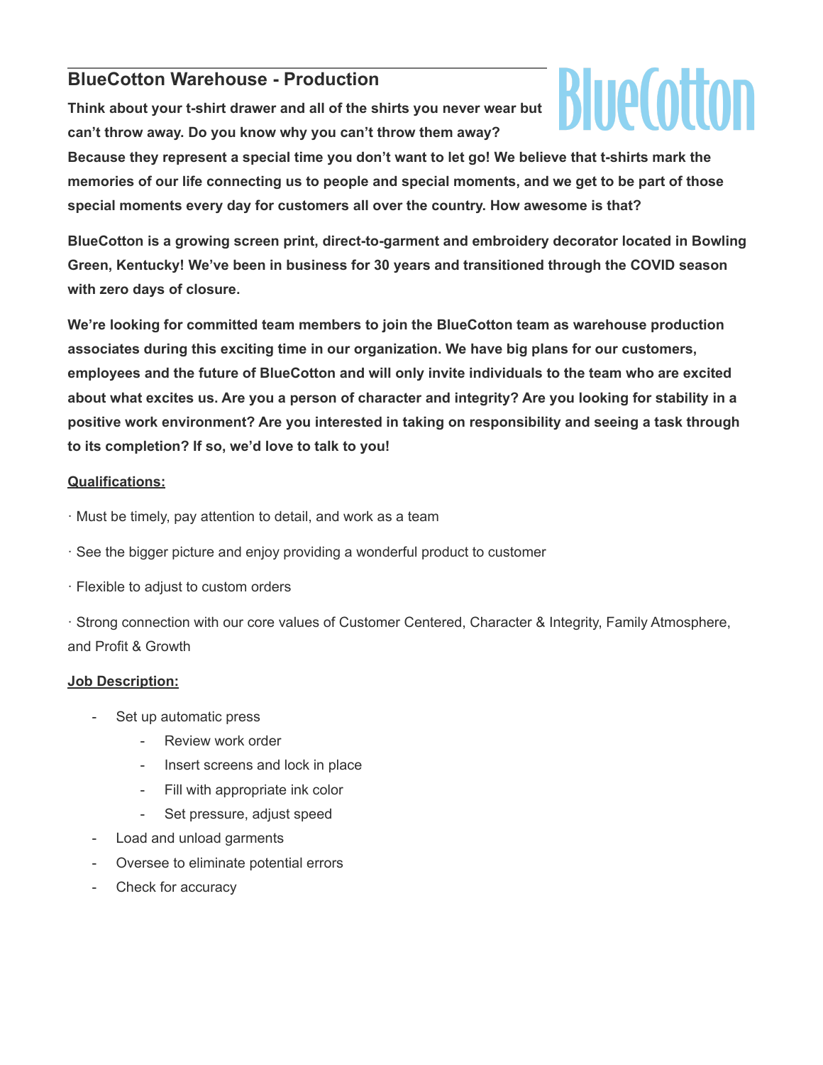## BlueCotton Warehouse - Production

BlueCotton

**Think about your t-shirt drawer and all of the shirts you never wear but can't throw away. Do you know why you can't throw them away? Because they represent a special time you don't want to let go! We believe that t-shirts mark the memories of our life connecting us to people and special moments, and we get to be part of those special moments every day for customers all over the country. How awesome is that?**

**BlueCotton is a growing screen print, direct-to-garment and embroidery decorator located in Bowling Green, Kentucky! We've been in business for 30 years and transitioned through the COVID season with zero days of closure.**

**We're looking for committed team members to join the BlueCotton team as warehouse production associates during this exciting time in our organization. We have big plans for our customers, employees and the future of BlueCotton and will only invite individuals to the team who are excited about what excites us. Are you a person of character and integrity? Are you looking for stability in a positive work environment? Are you interested in taking on responsibility and seeing a task through to its completion? If so, we'd love to talk to you!**

**Qualifications:**

· Must be timely, pay attention to detail, and work as a team

· See the bigger picture and enjoy providing a wonderful product to customer

· Flexible to adjust to custom orders

· Strong connection with our core values of Customer Centered, Character & Integrity, Family Atmosphere, and Profit & Growth

**Job Description:**

- Set up automatic press
  - Review work order
  - Insert screens and lock in place
  - Fill with appropriate ink color
  - Set pressure, adjust speed
- Load and unload garments
- Oversee to eliminate potential errors
- Check for accuracy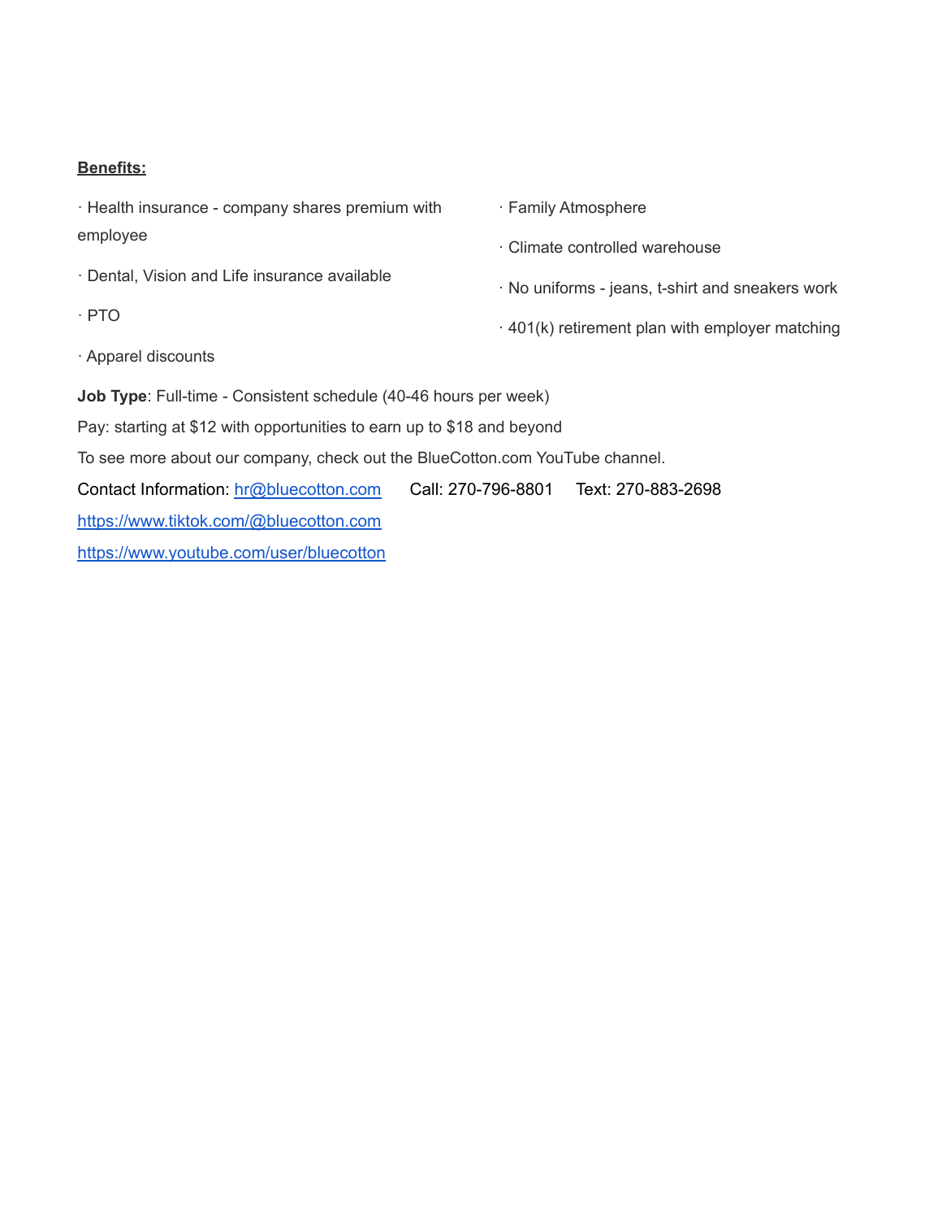**Benefits:**

- Health insurance - company shares premium with employee
- Dental, Vision and Life insurance available
- PTO
- Apparel discounts
- Family Atmosphere
- Climate controlled warehouse
- No uniforms - jeans, t-shirt and sneakers work
- 401(k) retirement plan with employer matching

**Job Type**: Full-time - Consistent schedule (40-46 hours per week)

Pay: starting at $12 with opportunities to earn up to $18 and beyond

To see more about our company, check out the BlueCotton.com YouTube channel.

Contact Information: hr@bluecotton.com     Call: 270-796-8801     Text: 270-883-2698

https://www.tiktok.com/@bluecotton.com

https://www.youtube.com/user/bluecotton